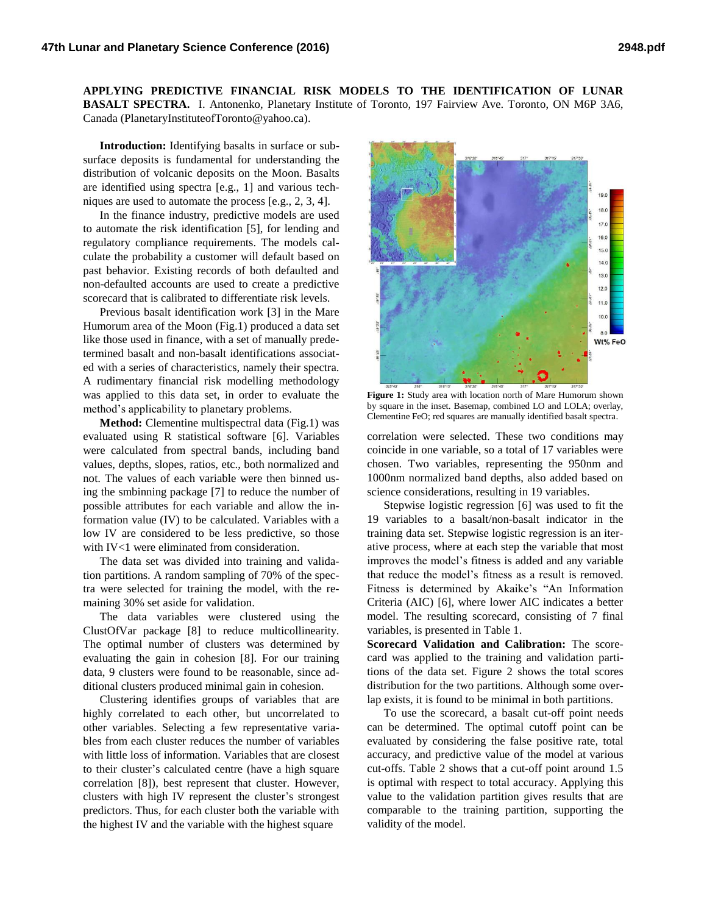**APPLYING PREDICTIVE FINANCIAL RISK MODELS TO THE IDENTIFICATION OF LUNAR BASALT SPECTRA.** I. Antonenko, Planetary Institute of Toronto, 197 Fairview Ave. Toronto, ON M6P 3A6, Canada (PlanetaryInstituteofToronto@yahoo.ca).

**Introduction:** Identifying basalts in surface or subsurface deposits is fundamental for understanding the distribution of volcanic deposits on the Moon. Basalts are identified using spectra [e.g., 1] and various techniques are used to automate the process [e.g., 2, 3, 4].

In the finance industry, predictive models are used to automate the risk identification [5], for lending and regulatory compliance requirements. The models calculate the probability a customer will default based on past behavior. Existing records of both defaulted and non-defaulted accounts are used to create a predictive scorecard that is calibrated to differentiate risk levels.

Previous basalt identification work [3] in the Mare Humorum area of the Moon (Fig.1) produced a data set like those used in finance, with a set of manually predetermined basalt and non-basalt identifications associated with a series of characteristics, namely their spectra. A rudimentary financial risk modelling methodology was applied to this data set, in order to evaluate the method's applicability to planetary problems.

**Method:** Clementine multispectral data (Fig.1) was evaluated using R statistical software [6]. Variables were calculated from spectral bands, including band values, depths, slopes, ratios, etc., both normalized and not. The values of each variable were then binned using the smbinning package [7] to reduce the number of possible attributes for each variable and allow the information value (IV) to be calculated. Variables with a low IV are considered to be less predictive, so those with IV<1 were eliminated from consideration.

The data set was divided into training and validation partitions. A random sampling of 70% of the spectra were selected for training the model, with the remaining 30% set aside for validation.

The data variables were clustered using the ClustOfVar package [8] to reduce multicollinearity. The optimal number of clusters was determined by evaluating the gain in cohesion [8]. For our training data, 9 clusters were found to be reasonable, since additional clusters produced minimal gain in cohesion.

Clustering identifies groups of variables that are highly correlated to each other, but uncorrelated to other variables. Selecting a few representative variables from each cluster reduces the number of variables with little loss of information. Variables that are closest to their cluster's calculated centre (have a high square correlation [8]), best represent that cluster. However, clusters with high IV represent the cluster's strongest predictors. Thus, for each cluster both the variable with the highest IV and the variable with the highest square correlation were selected. These two conditions may coincide in one variable, so a total of 17 variables were chosen. Two variables, representing the 950nm and 1000nm normalized band depths, also added based on science considerations, resulting in 19 variables.

**Figure 1:** Study area with location north of Mare Humorum shown by square in the inset. Basemap, combined LO and LOLA; overlay, Clementine FeO; red squares are manually identified basalt spectra.

Stepwise logistic regression [6] was used to fit the 19 variables to a basalt/non-basalt indicator in the training data set. Stepwise logistic regression is an iterative process, where at each step the variable that most improves the model's fitness is added and any variable that reduce the model's fitness as a result is removed. Fitness is determined by Akaike's "An Information Criteria (AIC) [6], where lower AIC indicates a better model. The resulting scorecard, consisting of 7 final variables, is presented in Table 1.

**Scorecard Validation and Calibration:** The scorecard was applied to the training and validation partitions of the data set. Figure 2 shows the total scores distribution for the two partitions. Although some overlap exists, it is found to be minimal in both partitions.

To use the scorecard, a basalt cut-off point needs can be determined. The optimal cutoff point can be evaluated by considering the false positive rate, total accuracy, and predictive value of the model at various cut-offs. Table 2 shows that a cut-off point around 1.5 is optimal with respect to total accuracy. Applying this value to the validation partition gives results that are comparable to the training partition, supporting the validity of the model.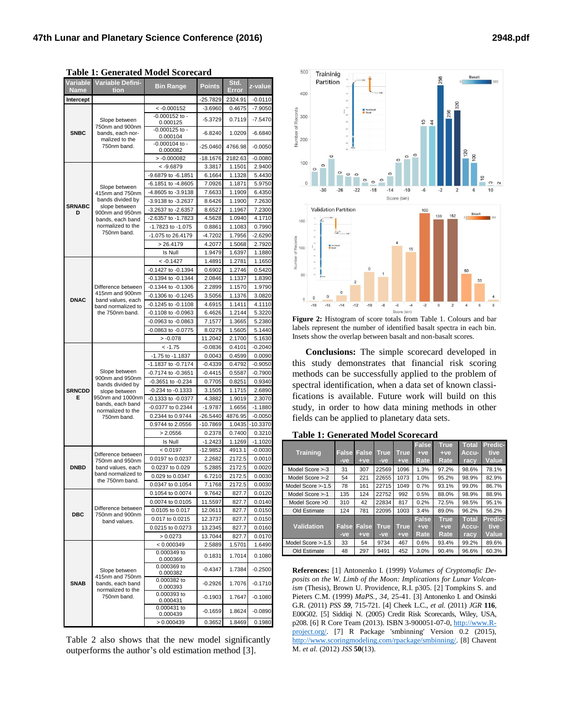**Table 1: Generated Model Scorecard**

| Variable Name | Variable Definition | Bin Range | Points | Std. Error | z-value |
|---|---|---|---|---|---|
| Intercept | | | -25.7829 | 2324.91 | -0.0110 |
| SNBC | Slope between 750nm and 900nm bands, each normalized to the 750nm band. | < -0.000152 | -3.6960 | 0.4675 | -7.9050 |
| | | -0.000152 to -0.000125 | -5.3729 | 0.7119 | -7.5470 |
| | | -0.000125 to -0.000104 | -6.8240 | 1.0209 | -6.6840 |
| | | -0.000104 to -0.000082 | -25.0460 | 4766.98 | -0.0050 |
| | | > -0.000082 | -18.1676 | 2182.63 | -0.0080 |
| SRNABCD | Slope between 415nm and 750nm bands divided by slope between 900nm and 950nm bands, each band normalized to the 750nm band. | < -9.6879 | 3.3817 | 1.1501 | 2.9400 |
| | | -9.6879 to -6.1851 | 6.1664 | 1.1328 | 5.4430 |
| | | -6.1851 to -4.8605 | 7.0926 | 1.1871 | 5.9750 |
| | | -4.8605 to -3.9138 | 7.6633 | 1.1909 | 6.4350 |
| | | -3.9138 to -3.2637 | 8.6426 | 1.1900 | 7.2630 |
| | | -3.2637 to -2.6357 | 8.6527 | 1.1967 | 7.2300 |
| | | -2.6357 to -1.7823 | 4.5628 | 1.0940 | 4.1710 |
| | | -1.7823 to -1.075 | 0.8861 | 1.1083 | 0.7990 |
| | | -1.075 to 26.4179 | -4.7202 | 1.7956 | -2.6290 |
| | | > 26.4179 | 4.2077 | 1.5068 | 2.7920 |
| | | Is Null | 1.9479 | 1.6397 | 1.1880 |
| DNAC | Difference between 415nm and 900nm band values, each band normalized to the 750nm band. | < -0.1427 | 1.4891 | 1.2781 | 1.1650 |
| | | -0.1427 to -0.1394 | 0.6902 | 1.2746 | 0.5420 |
| | | -0.1394 to -0.1344 | 2.0846 | 1.1337 | 1.8390 |
| | | -0.1344 to -0.1306 | 2.2899 | 1.1570 | 1.9790 |
| | | -0.1306 to -0.1245 | 3.5056 | 1.1376 | 3.0820 |
| | | -0.1245 to -0.1108 | 4.6915 | 1.1411 | 4.1110 |
| | | -0.1108 to -0.0963 | 6.4626 | 1.2144 | 5.3220 |
| | | -0.0963 to -0.0863 | 7.1577 | 1.3665 | 5.2380 |
| | | -0.0863 to -0.0775 | 8.0279 | 1.5605 | 5.1440 |
| | | > -0.078 | 11.2042 | 2.1700 | 5.1630 |
| SRNCDDE | Slope between 900nm and 950nm bands divided by slope between 950nm and 1000nm bands, each band normalized to the 750nm band. | < -1.75 | -0.0836 | 0.4101 | -0.2040 |
| | | -1.75 to -1.1837 | 0.0043 | 0.4599 | 0.0090 |
| | | -1.1837 to -0.7174 | -0.4339 | 0.4792 | -0.9050 |
| | | -0.7174 to -0.3651 | -0.4415 | 0.5587 | -0.7900 |
| | | -0.3651 to -0.234 | 0.7705 | 0.8251 | 0.9340 |
| | | -0.234 to -0.1333 | 3.1505 | 1.1715 | 2.6890 |
| | | -0.1333 to -0.0377 | 4.3882 | 1.9019 | 2.3070 |
| | | -0.0377 to 0.2344 | -1.9787 | 1.6656 | -1.1880 |
| | | 0.2344 to 0.9744 | -26.5440 | 4876.95 | -0.0050 |
| | | 0.9744 to 2.0556 | -10.7869 | 1.0435 | -10.3370 |
| | | > 2.0556 | 0.2378 | 0.7400 | 0.3210 |
| | | Is Null | -1.2423 | 1.1269 | -1.1020 |
| DNBD | Difference between 750nm and 950nm band values, each band normalized to the 750nm band. | < 0.0197 | -12.9852 | 4913.1 | -0.0030 |
| | | 0.0197 to 0.0237 | 2.2682 | 2172.5 | 0.0010 |
| | | 0.0237 to 0.029 | 5.2885 | 2172.5 | 0.0020 |
| | | 0.029 to 0.0347 | 6.7210 | 2172.5 | 0.0030 |
| | | 0.0347 to 0.1054 | 7.1768 | 2172.5 | 0.0030 |
| DBC | Difference between 750nm and 900nm band values. | 0.1054 to 0.0074 | 9.7642 | 827.7 | 0.0120 |
| | | 0.0074 to 0.0105 | 11.5597 | 827.7 | 0.0140 |
| | | 0.0105 to 0.017 | 12.0611 | 827.7 | 0.0150 |
| | | 0.017 to 0.0215 | 12.3737 | 827.7 | 0.0150 |
| | | 0.0215 to 0.0273 | 13.2345 | 827.7 | 0.0160 |
| | | > 0.0273 | 13.7044 | 827.7 | 0.0170 |
| SNAB | Slope between 415nm and 750nm bands, each band normalized to the 750nm band. | < 0.000349 | 2.5889 | 1.5701 | 1.6490 |
| | | 0.000349 to 0.000369 | 0.1831 | 1.7014 | 0.1080 |
| | | 0.000369 to 0.000382 | -0.4347 | 1.7384 | -0.2500 |
| | | 0.000382 to 0.000393 | -0.2926 | 1.7076 | -0.1710 |
| | | 0.000393 to 0.000431 | -0.1903 | 1.7647 | -0.1080 |
| | | 0.000431 to 0.000439 | -0.1659 | 1.8624 | -0.0890 |
| | | > 0.000439 | 0.3652 | 1.8469 | 0.1980 |

Table 2 also shows that the new model significantly outperforms the author's old estimation method [3].

Trainig Partition

Basalt 0 320

Non-Basalt
Basalt

Number of Records

500 400 300 200 100 0

-30 -26 -22 -18 -14 -10 -6 -2 2 6 10

Score (bin)

0 0 0 0 0 0 0 0 0 0 0 10 44 256 256 320 120 100 16 3 2

Validation Partition

Basalt 0 152

Number of Records

150 100 50 0

-18 -16 -14 -12 -10 -8 -6 -4 -2 0 2 4 6 8

Score (bin)

0 0 0 0 2 0 1 4 15 100 139 152 50 33 4

**Figure 2:** Histogram of score totals from Table 1. Colours and bar labels represent the number of identified basalt spectra in each bin. Insets show the overlap between basalt and non-basalt scores.

**Conclusions:** The simple scorecard developed in this study demonstrates that financial risk scoring methods can be successfully applied to the problem of spectral identification, when a data set of known classifications is available. Future work will build on this study, in order to how data mining methods in other fields can be applied to planetary data sets.

**Table 1: Generated Model Scorecard**

| Training | False -ve | False +ve | True -ve | True +ve | False +ve Rate | True +ve Rate | Total Accuracy | Predictive Value |
|---|---|---|---|---|---|---|---|---|
| Model Score >-3 | 31 | 307 | 22569 | 1096 | 1.3% | 97.2% | 98.6% | 78.1% |
| Model Score >-2 | 54 | 221 | 22655 | 1073 | 1.0% | 95.2% | 98.9% | 82.9% |
| Model Score >-1.5 | 78 | 161 | 22715 | 1049 | 0.7% | 93.1% | 99.0% | 86.7% |
| Model Score >-1 | 135 | 124 | 22752 | 992 | 0.5% | 88.0% | 98.9% | 88.9% |
| Model Score >0 | 310 | 42 | 22834 | 817 | 0.2% | 72.5% | 98.5% | 95.1% |
| Old Estimate | 124 | 781 | 22095 | 1003 | 3.4% | 89.0% | 96.2% | 56.2% |
| **Validation** | **False -ve** | **False +ve** | **True -ve** | **True +ve** | **False +ve Rate** | **True +ve Rate** | **Total Accuracy** | **Predictive Value** |
| Model Score >-1.5 | 33 | 54 | 9734 | 467 | 0.6% | 93.4% | 99.2% | 89.6% |
| Old Estimate | 48 | 297 | 9491 | 452 | 3.0% | 90.4% | 96.6% | 60.3% |

**References:** [1] Antonenko I. (1999) *Volumes of Cryptomafic Deposits on the W. Limb of the Moon: Implications for Lunar Volcanism* (Thesis), Brown U. Providence, R.I. p305. [2] Tompkins S. and Pieters C.M. (1999) *MaPS.*, *34*, 25-41. [3] Antonenko I. and Osinski G.R. (2011) *PSS* **59**, 715-721. [4] Cheek L.C., *et al.* (2011) *JGR* **116**, E00G02. [5] Siddiqi N. (2005) Credit Risk Scorecards, Wiley, USA, p208. [6] R Core Team (2013). ISBN 3-900051-07-0, http://www.R-project.org/. [7] R Package 'smbinning' Version 0.2 (2015), http://www.scoringmodeling.com/rpackage/smbinning/. [8] Chavent M. *et al.* (2012) *JSS* **50**(13).